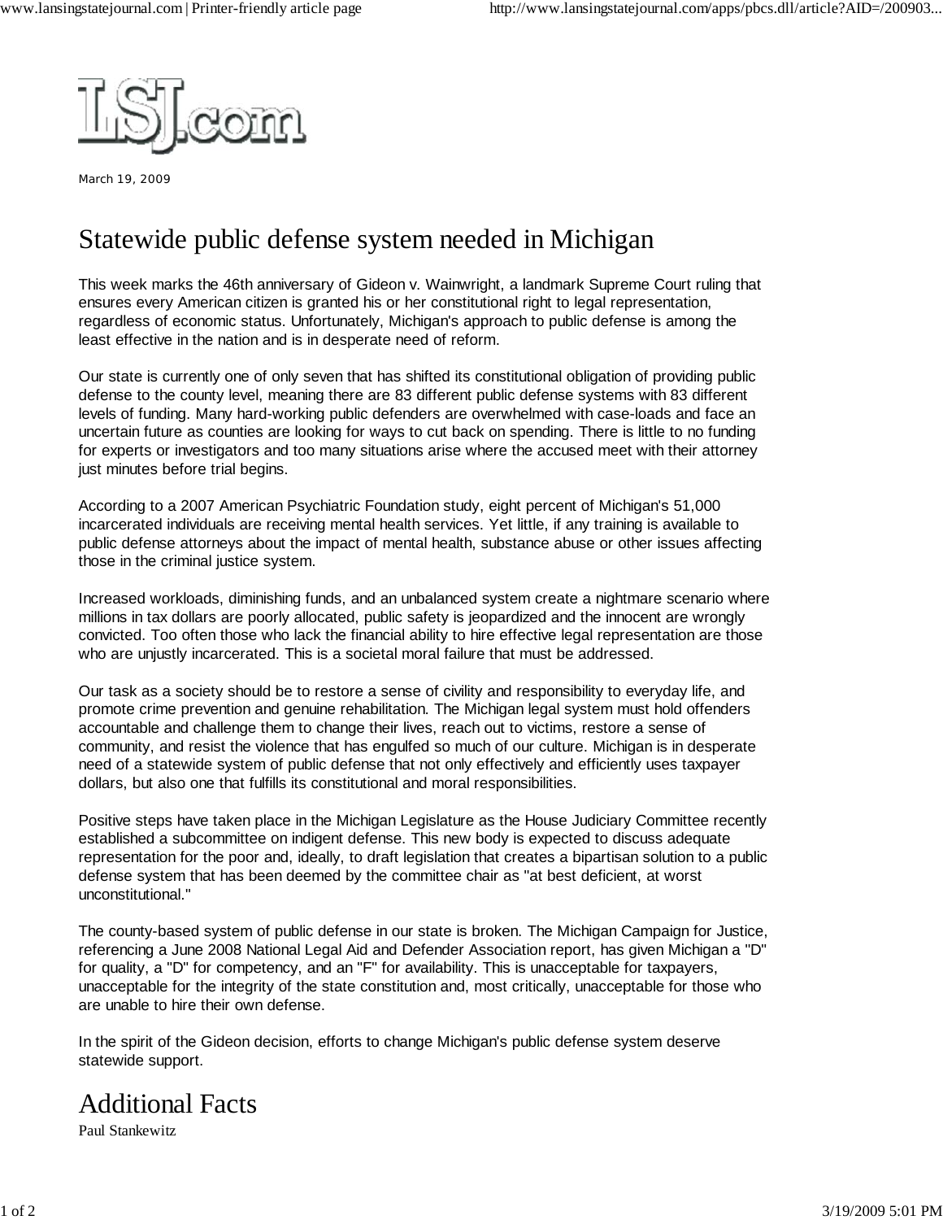LSJ.com

March 19, 2009

# Statewide public defense system needed in Michigan

This week marks the 46th anniversary of Gideon v. Wainwright, a landmark Supreme Court ruling that ensures every American citizen is granted his or her constitutional right to legal representation, regardless of economic status. Unfortunately, Michigan's approach to public defense is among the least effective in the nation and is in desperate need of reform.

Our state is currently one of only seven that has shifted its constitutional obligation of providing public defense to the county level, meaning there are 83 different public defense systems with 83 different levels of funding. Many hard-working public defenders are overwhelmed with case-loads and face an uncertain future as counties are looking for ways to cut back on spending. There is little to no funding for experts or investigators and too many situations arise where the accused meet with their attorney just minutes before trial begins.

According to a 2007 American Psychiatric Foundation study, eight percent of Michigan's 51,000 incarcerated individuals are receiving mental health services. Yet little, if any training is available to public defense attorneys about the impact of mental health, substance abuse or other issues affecting those in the criminal justice system.

Increased workloads, diminishing funds, and an unbalanced system create a nightmare scenario where millions in tax dollars are poorly allocated, public safety is jeopardized and the innocent are wrongly convicted. Too often those who lack the financial ability to hire effective legal representation are those who are unjustly incarcerated. This is a societal moral failure that must be addressed.

Our task as a society should be to restore a sense of civility and responsibility to everyday life, and promote crime prevention and genuine rehabilitation. The Michigan legal system must hold offenders accountable and challenge them to change their lives, reach out to victims, restore a sense of community, and resist the violence that has engulfed so much of our culture. Michigan is in desperate need of a statewide system of public defense that not only effectively and efficiently uses taxpayer dollars, but also one that fulfills its constitutional and moral responsibilities.

Positive steps have taken place in the Michigan Legislature as the House Judiciary Committee recently established a subcommittee on indigent defense. This new body is expected to discuss adequate representation for the poor and, ideally, to draft legislation that creates a bipartisan solution to a public defense system that has been deemed by the committee chair as "at best deficient, at worst unconstitutional."

The county-based system of public defense in our state is broken. The Michigan Campaign for Justice, referencing a June 2008 National Legal Aid and Defender Association report, has given Michigan a "D" for quality, a "D" for competency, and an "F" for availability. This is unacceptable for taxpayers, unacceptable for the integrity of the state constitution and, most critically, unacceptable for those who are unable to hire their own defense.

In the spirit of the Gideon decision, efforts to change Michigan's public defense system deserve statewide support.

# Additional Facts

Paul Stankewitz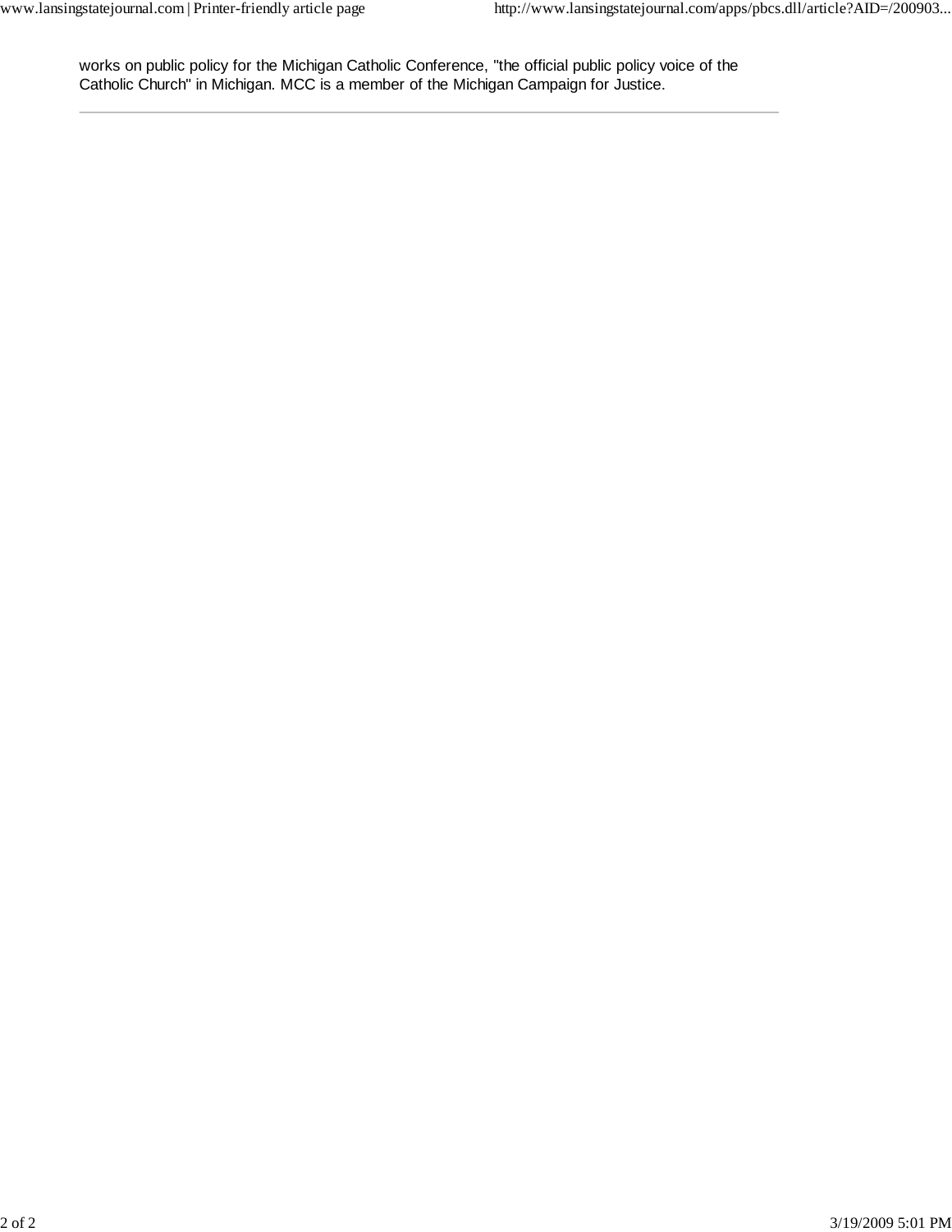works on public policy for the Michigan Catholic Conference, "the official public policy voice of the Catholic Church" in Michigan. MCC is a member of the Michigan Campaign for Justice.

---